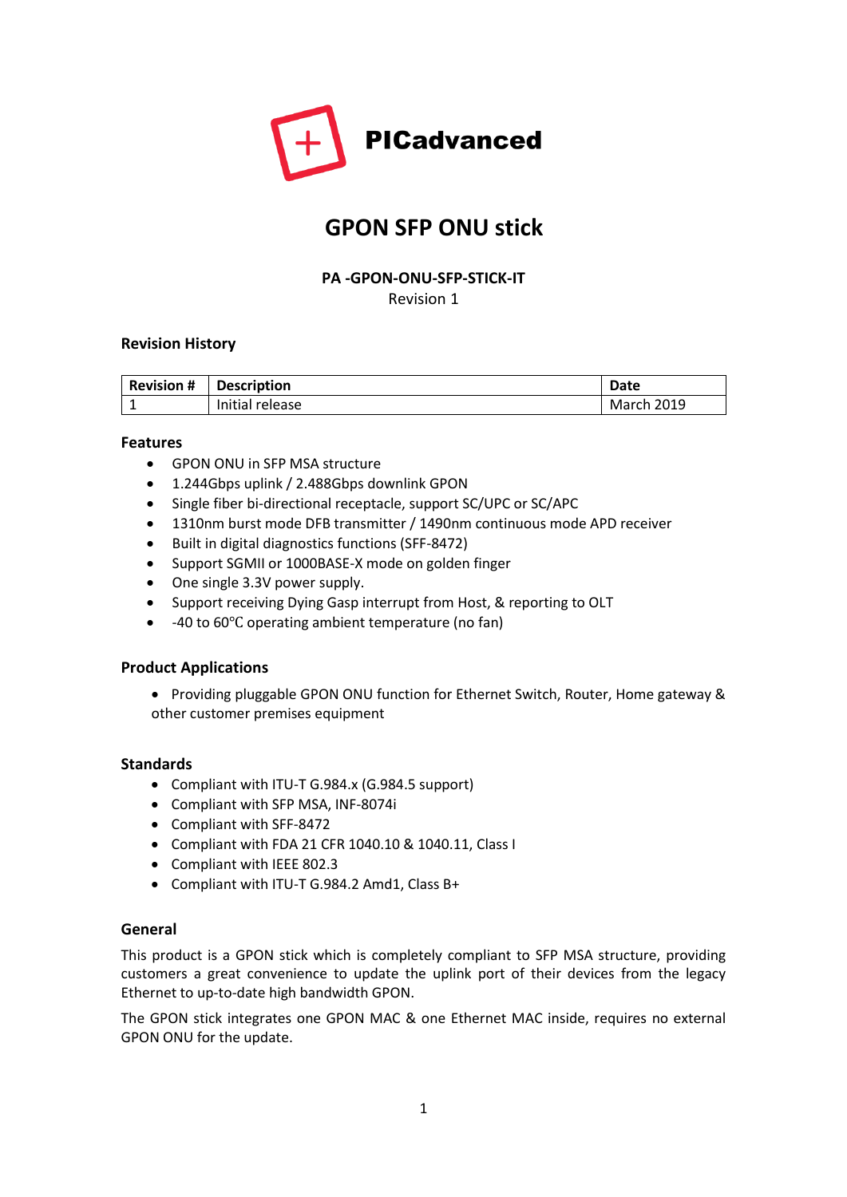**PICadvanced**

# GPON SFP ONU stick

**PA -GPON-ONU-SFP-STICK-IT**

Revision 1

## Revision History

| Revision # | Description | Date |
|---|---|---|
| 1 | Initial release | March 2019 |

### Features

- GPON ONU in SFP MSA structure
- 1.244Gbps uplink / 2.488Gbps downlink GPON
- Single fiber bi-directional receptacle, support SC/UPC or SC/APC
- 1310nm burst mode DFB transmitter / 1490nm continuous mode APD receiver
- Built in digital diagnostics functions (SFF-8472)
- Support SGMII or 1000BASE-X mode on golden finger
- One single 3.3V power supply.
- Support receiving Dying Gasp interrupt from Host, & reporting to OLT
- -40 to 60℃ operating ambient temperature (no fan)

### Product Applications

- Providing pluggable GPON ONU function for Ethernet Switch, Router, Home gateway & other customer premises equipment

### Standards

- Compliant with ITU-T G.984.x (G.984.5 support)
- Compliant with SFP MSA, INF-8074i
- Compliant with SFF-8472
- Compliant with FDA 21 CFR 1040.10 & 1040.11, Class I
- Compliant with IEEE 802.3
- Compliant with ITU-T G.984.2 Amd1, Class B+

### General

This product is a GPON stick which is completely compliant to SFP MSA structure, providing customers a great convenience to update the uplink port of their devices from the legacy Ethernet to up-to-date high bandwidth GPON.

The GPON stick integrates one GPON MAC & one Ethernet MAC inside, requires no external GPON ONU for the update.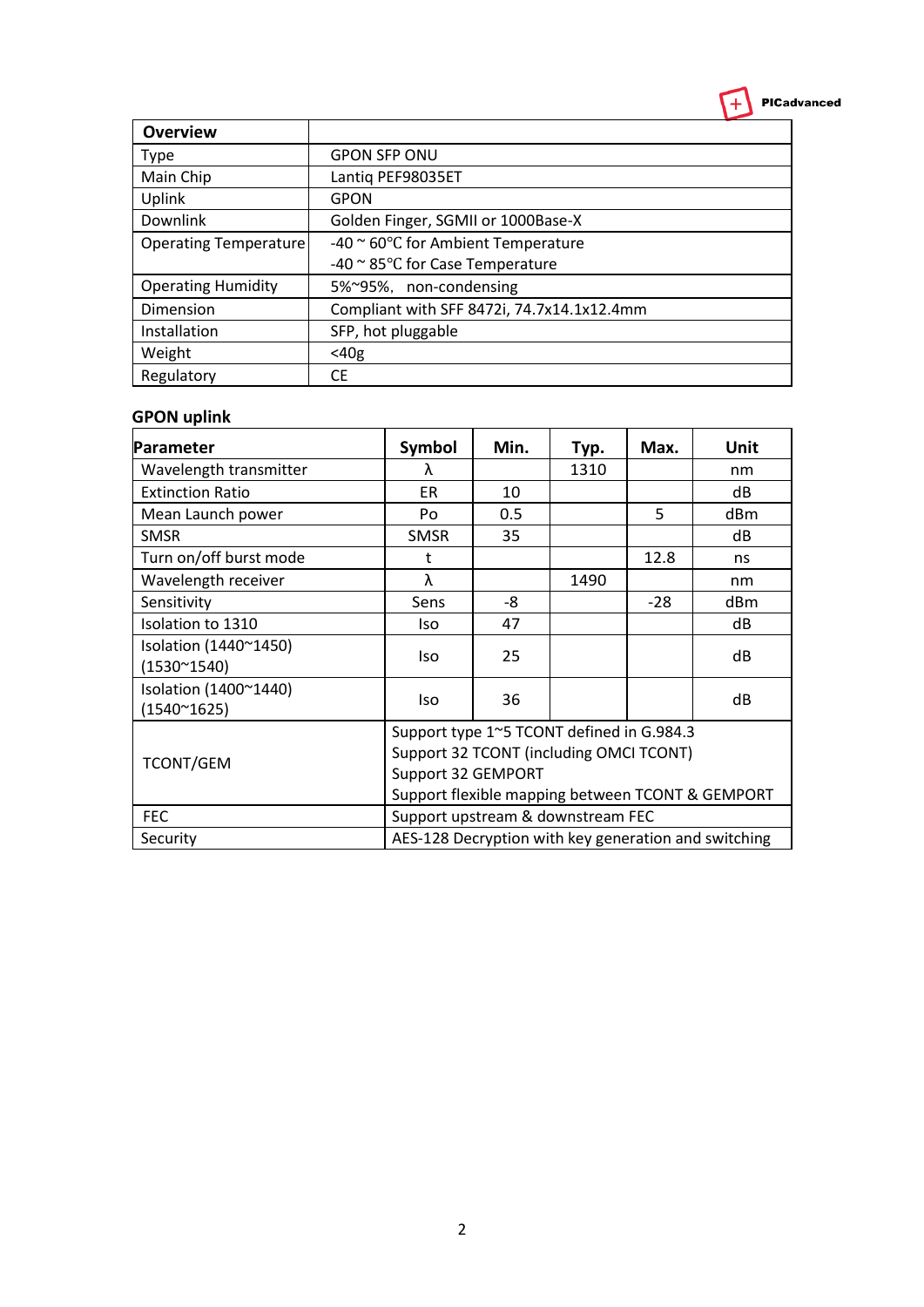| Overview | |
|---|---|
| Type | GPON SFP ONU |
| Main Chip | Lantiq PEF98035ET |
| Uplink | GPON |
| Downlink | Golden Finger, SGMII or 1000Base-X |
| Operating Temperature | -40 ~ 60°C for Ambient Temperature<br>-40 ~ 85°C for Case Temperature |
| Operating Humidity | 5%~95%, non-condensing |
| Dimension | Compliant with SFF 8472i, 74.7x14.1x12.4mm |
| Installation | SFP, hot pluggable |
| Weight | <40g |
| Regulatory | CE |

### GPON uplink

| Parameter | Symbol | Min. | Typ. | Max. | Unit |
|---|---|---|---|---|---|
| Wavelength transmitter | λ | | 1310 | | nm |
| Extinction Ratio | ER | 10 | | | dB |
| Mean Launch power | Po | 0.5 | | 5 | dBm |
| SMSR | SMSR | 35 | | | dB |
| Turn on/off burst mode | t | | | 12.8 | ns |
| Wavelength receiver | λ | | 1490 | | nm |
| Sensitivity | Sens | -8 | | -28 | dBm |
| Isolation to 1310 | Iso | 47 | | | dB |
| Isolation (1440~1450) (1530~1540) | Iso | 25 | | | dB |
| Isolation (1400~1440) (1540~1625) | Iso | 36 | | | dB |
| TCONT/GEM | Support type 1~5 TCONT defined in G.984.3<br>Support 32 TCONT (including OMCI TCONT)<br>Support 32 GEMPORT<br>Support flexible mapping between TCONT & GEMPORT | | | | |
| FEC | Support upstream & downstream FEC | | | | |
| Security | AES-128 Decryption with key generation and switching | | | | |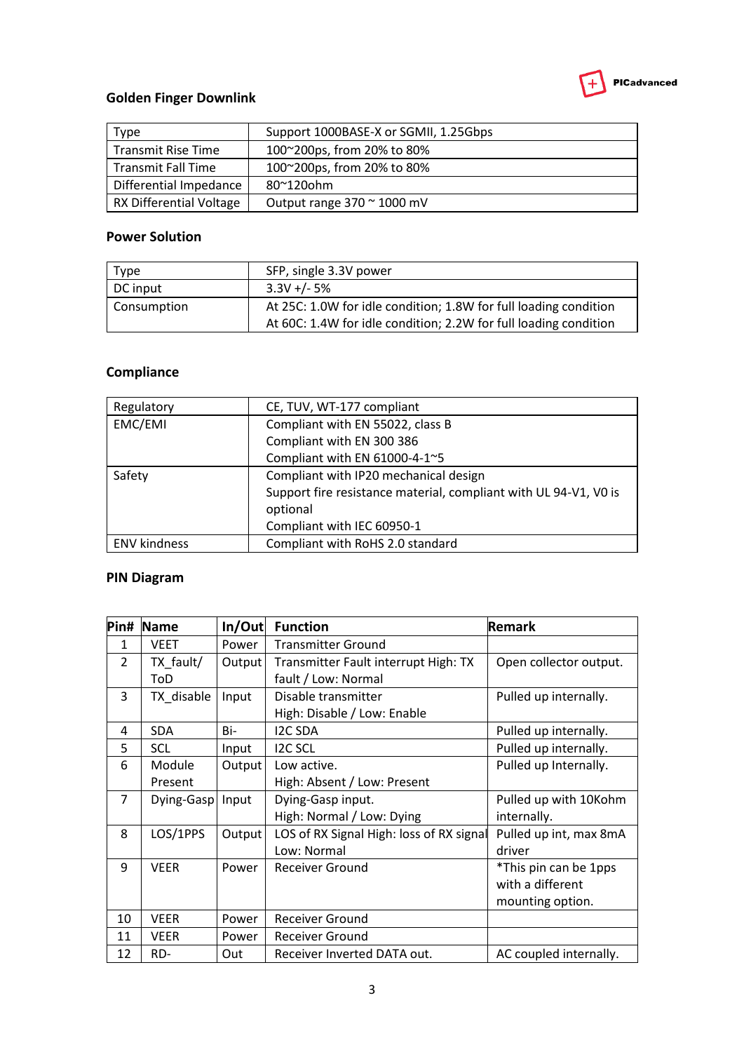## Golden Finger Downlink

| Type | Support 1000BASE-X or SGMII, 1.25Gbps |
|---|---|
| Transmit Rise Time | 100~200ps, from 20% to 80% |
| Transmit Fall Time | 100~200ps, from 20% to 80% |
| Differential Impedance | 80~120ohm |
| RX Differential Voltage | Output range 370 ~ 1000 mV |

## Power Solution

| Type | SFP, single 3.3V power |
|---|---|
| DC input | 3.3V +/- 5% |
| Consumption | At 25C: 1.0W for idle condition; 1.8W for full loading condition<br>At 60C: 1.4W for idle condition; 2.2W for full loading condition |

## Compliance

| Regulatory | CE, TUV, WT-177 compliant |
|---|---|
| EMC/EMI | Compliant with EN 55022, class B<br>Compliant with EN 300 386<br>Compliant with EN 61000-4-1~5 |
| Safety | Compliant with IP20 mechanical design<br>Support fire resistance material, compliant with UL 94-V1, V0 is optional<br>Compliant with IEC 60950-1 |
| ENV kindness | Compliant with RoHS 2.0 standard |

## PIN Diagram

| Pin# | Name | In/Out | Function | Remark |
|---|---|---|---|---|
| 1 | VEET | Power | Transmitter Ground | |
| 2 | TX_fault/ ToD | Output | Transmitter Fault interrupt High: TX fault / Low: Normal | Open collector output. |
| 3 | TX_disable | Input | Disable transmitter<br>High: Disable / Low: Enable | Pulled up internally. |
| 4 | SDA | Bi- | I2C SDA | Pulled up internally. |
| 5 | SCL | Input | I2C SCL | Pulled up internally. |
| 6 | Module Present | Output | Low active.<br>High: Absent / Low: Present | Pulled up Internally. |
| 7 | Dying-Gasp | Input | Dying-Gasp input.<br>High: Normal / Low: Dying | Pulled up with 10Kohm internally. |
| 8 | LOS/1PPS | Output | LOS of RX Signal High: loss of RX signal Low: Normal | Pulled up int, max 8mA driver |
| 9 | VEER | Power | Receiver Ground | *This pin can be 1pps with a different mounting option. |
| 10 | VEER | Power | Receiver Ground | |
| 11 | VEER | Power | Receiver Ground | |
| 12 | RD- | Out | Receiver Inverted DATA out. | AC coupled internally. |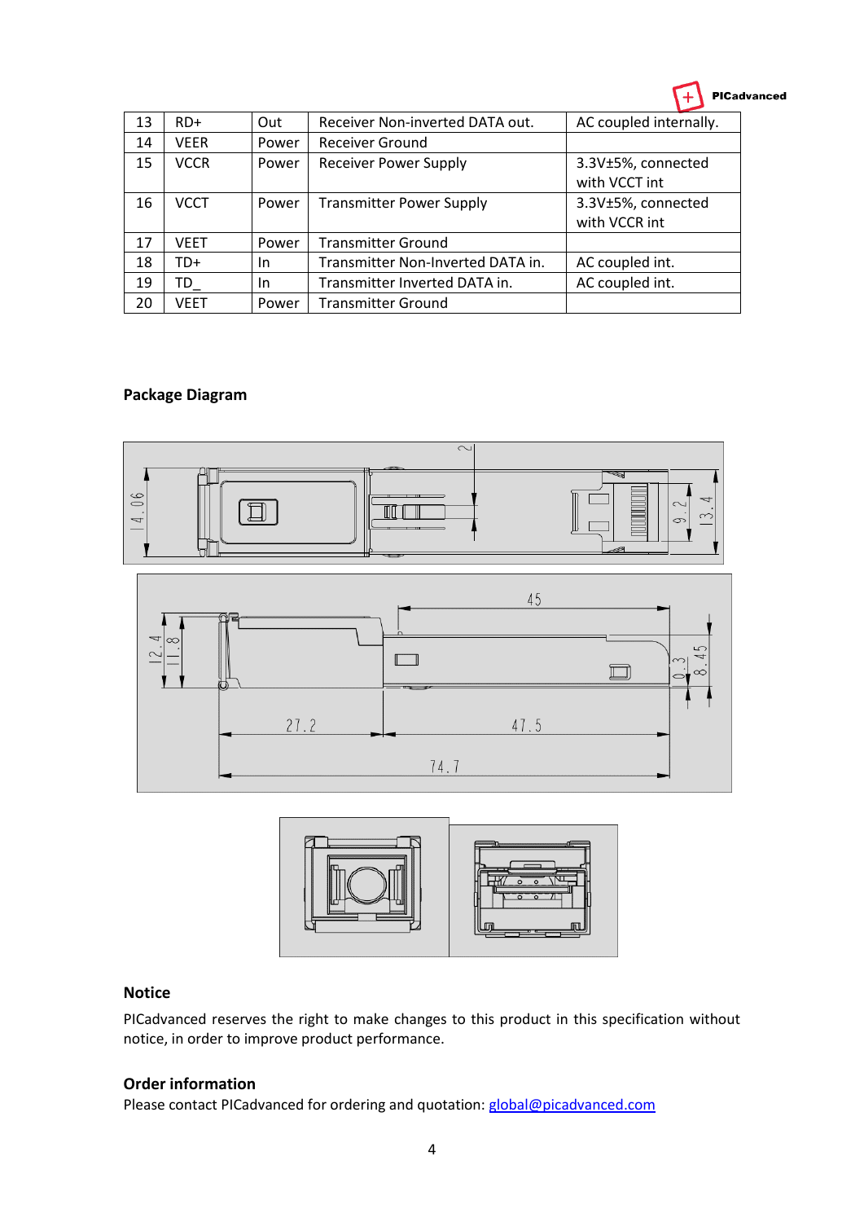| | | | | |
|---|---|---|---|---|
| 13 | RD+ | Out | Receiver Non-inverted DATA out. | AC coupled internally. |
| 14 | VEER | Power | Receiver Ground | |
| 15 | VCCR | Power | Receiver Power Supply | 3.3V±5%, connected with VCCT int |
| 16 | VCCT | Power | Transmitter Power Supply | 3.3V±5%, connected with VCCR int |
| 17 | VEET | Power | Transmitter Ground | |
| 18 | TD+ | In | Transmitter Non-Inverted DATA in. | AC coupled int. |
| 19 | TD_ | In | Transmitter Inverted DATA in. | AC coupled int. |
| 20 | VEET | Power | Transmitter Ground | |

## Package Diagram

2
14.06
9.2
13.4

45
12.4
11.8
0.3
8.45
27.2
47.5
74.7

## Notice

PICadvanced reserves the right to make changes to this product in this specification without notice, in order to improve product performance.

## Order information

Please contact PICadvanced for ordering and quotation: global@picadvanced.com